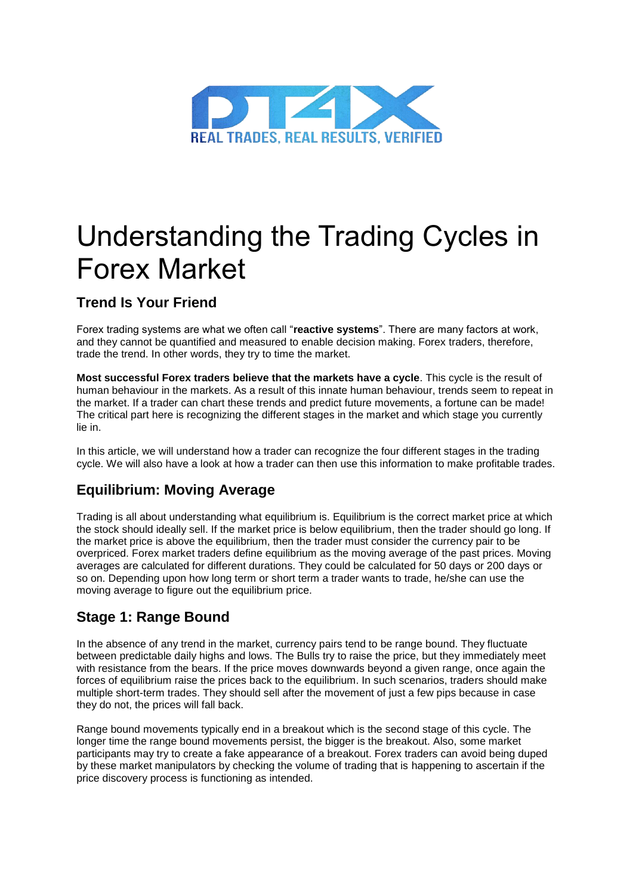DT4X

REAL TRADES, REAL RESULTS, VERIFIED

# Understanding the Trading Cycles in Forex Market

## Trend Is Your Friend

Forex trading systems are what we often call "**reactive systems**". There are many factors at work, and they cannot be quantified and measured to enable decision making. Forex traders, therefore, trade the trend. In other words, they try to time the market.

**Most successful Forex traders believe that the markets have a cycle**. This cycle is the result of human behaviour in the markets. As a result of this innate human behaviour, trends seem to repeat in the market. If a trader can chart these trends and predict future movements, a fortune can be made! The critical part here is recognizing the different stages in the market and which stage you currently lie in.

In this article, we will understand how a trader can recognize the four different stages in the trading cycle. We will also have a look at how a trader can then use this information to make profitable trades.

## Equilibrium: Moving Average

Trading is all about understanding what equilibrium is. Equilibrium is the correct market price at which the stock should ideally sell. If the market price is below equilibrium, then the trader should go long. If the market price is above the equilibrium, then the trader must consider the currency pair to be overpriced. Forex market traders define equilibrium as the moving average of the past prices. Moving averages are calculated for different durations. They could be calculated for 50 days or 200 days or so on. Depending upon how long term or short term a trader wants to trade, he/she can use the moving average to figure out the equilibrium price.

## Stage 1: Range Bound

In the absence of any trend in the market, currency pairs tend to be range bound. They fluctuate between predictable daily highs and lows. The Bulls try to raise the price, but they immediately meet with resistance from the bears. If the price moves downwards beyond a given range, once again the forces of equilibrium raise the prices back to the equilibrium. In such scenarios, traders should make multiple short-term trades. They should sell after the movement of just a few pips because in case they do not, the prices will fall back.

Range bound movements typically end in a breakout which is the second stage of this cycle. The longer time the range bound movements persist, the bigger is the breakout. Also, some market participants may try to create a fake appearance of a breakout. Forex traders can avoid being duped by these market manipulators by checking the volume of trading that is happening to ascertain if the price discovery process is functioning as intended.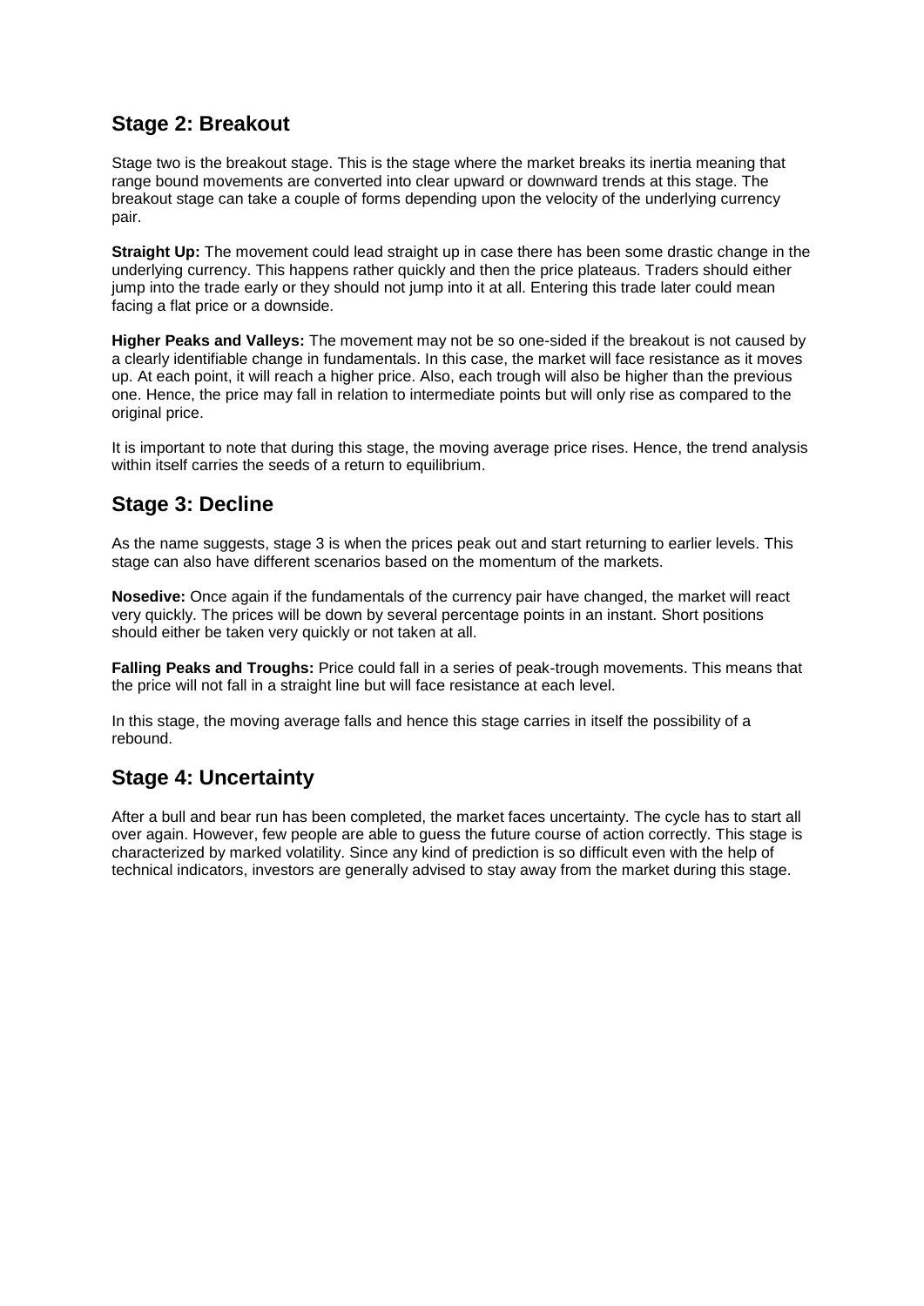## Stage 2: Breakout

Stage two is the breakout stage. This is the stage where the market breaks its inertia meaning that range bound movements are converted into clear upward or downward trends at this stage. The breakout stage can take a couple of forms depending upon the velocity of the underlying currency pair.

**Straight Up:** The movement could lead straight up in case there has been some drastic change in the underlying currency. This happens rather quickly and then the price plateaus. Traders should either jump into the trade early or they should not jump into it at all. Entering this trade later could mean facing a flat price or a downside.

**Higher Peaks and Valleys:** The movement may not be so one-sided if the breakout is not caused by a clearly identifiable change in fundamentals. In this case, the market will face resistance as it moves up. At each point, it will reach a higher price. Also, each trough will also be higher than the previous one. Hence, the price may fall in relation to intermediate points but will only rise as compared to the original price.

It is important to note that during this stage, the moving average price rises. Hence, the trend analysis within itself carries the seeds of a return to equilibrium.

## Stage 3: Decline

As the name suggests, stage 3 is when the prices peak out and start returning to earlier levels. This stage can also have different scenarios based on the momentum of the markets.

**Nosedive:** Once again if the fundamentals of the currency pair have changed, the market will react very quickly. The prices will be down by several percentage points in an instant. Short positions should either be taken very quickly or not taken at all.

**Falling Peaks and Troughs:** Price could fall in a series of peak-trough movements. This means that the price will not fall in a straight line but will face resistance at each level.

In this stage, the moving average falls and hence this stage carries in itself the possibility of a rebound.

## Stage 4: Uncertainty

After a bull and bear run has been completed, the market faces uncertainty. The cycle has to start all over again. However, few people are able to guess the future course of action correctly. This stage is characterized by marked volatility. Since any kind of prediction is so difficult even with the help of technical indicators, investors are generally advised to stay away from the market during this stage.